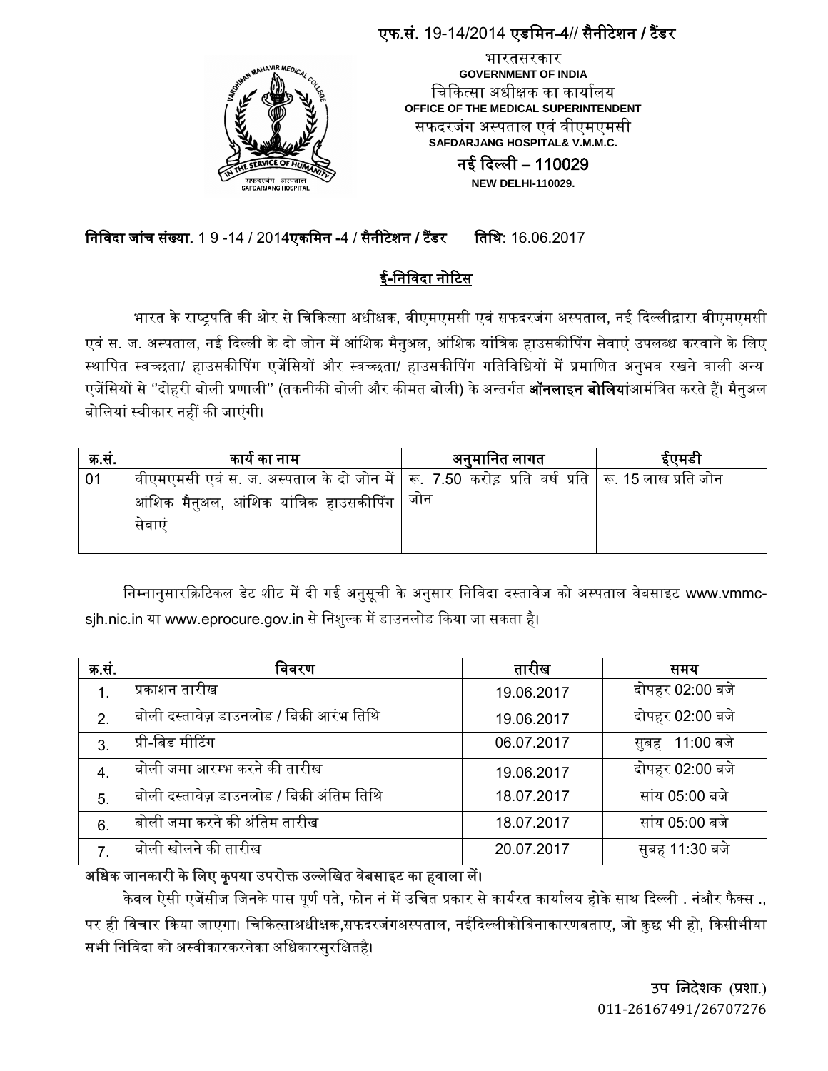एफ.सं. 19-14/2014 एडमिन-4// सैनीटेशन / टैंडर

भारतसरकार
GOVERNMENT OF INDIA
चिकित्सा अधीक्षक का कार्यालय
OFFICE OF THE MEDICAL SUPERINTENDENT
सफदरजंग अस्पताल एवं वीएमएमसी
SAFDARJANG HOSPITAL& V.M.M.C.
नई दिल्ली – 110029
NEW DELHI-110029.

**निविदा जांच संख्या.** 1 9 -14 / 2014**एकमिन** -4 / **सैनीटेशन / टैंडर** **तिथि:** 16.06.2017

## ई-निविदा नोटिस

भारत के राष्ट्रपति की ओर से चिकित्सा अधीक्षक, वीएमएमसी एवं सफदरजंग अस्पताल, नई दिल्लीद्वारा वीएमएमसी एवं स. ज. अस्पताल, नई दिल्ली के दो जोन में आंशिक मैनुअल, आंशिक यांत्रिक हाउसकीपिंग सेवाएं उपलब्ध करवाने के लिए स्थापित स्वच्छता/ हाउसकीपिंग एजेंसियों और स्वच्छता/ हाउसकीपिंग गतिविधियों में प्रमाणित अनुभव रखने वाली अन्य एजेंसियों से "दोहरी बोली प्रणाली" (तकनीकी बोली और कीमत बोली) के अन्तर्गत **ऑनलाइन बोलियां**आमंत्रित करते हैं। मैनुअल बोलियां स्वीकार नहीं की जाएंगी।

| क्र.सं. | कार्य का नाम | अनुमानित लागत | ईएमडी |
|---|---|---|---|
| 01 | वीएमएमसी एवं स. ज. अस्पताल के दो जोन में आंशिक मैनुअल, आंशिक यांत्रिक हाउसकीपिंग सेवाएं | रू. 7.50 करोड़ प्रति वर्ष प्रति जोन | रू. 15 लाख प्रति जोन |

निम्नानुसारक्रिटिकल डेट शीट में दी गई अनुसूची के अनुसार निविदा दस्तावेज को अस्पताल वेबसाइट www.vmmc-sjh.nic.in या www.eprocure.gov.in से निशुल्क में डाउनलोड किया जा सकता है।

| क्र.सं. | विवरण | तारीख | समय |
|---|---|---|---|
| 1. | प्रकाशन तारीख | 19.06.2017 | दोपहर 02:00 बजे |
| 2. | बोली दस्तावेज़ डाउनलोड / बिक्री आरंभ तिथि | 19.06.2017 | दोपहर 02:00 बजे |
| 3. | प्री-बिड मीटिंग | 06.07.2017 | सुबह 11:00 बजे |
| 4. | बोली जमा आरम्भ करने की तारीख | 19.06.2017 | दोपहर 02:00 बजे |
| 5. | बोली दस्तावेज़ डाउनलोड / बिक्री अंतिम तिथि | 18.07.2017 | सांय 05:00 बजे |
| 6. | बोली जमा करने की अंतिम तारीख | 18.07.2017 | सांय 05:00 बजे |
| 7. | बोली खोलने की तारीख | 20.07.2017 | सुबह 11:30 बजे |

**अधिक जानकारी के लिए कृपया उपरोक्त उल्लेखित वेबसाइट का हवाला लें।**

केवल ऐसी एजेंसीज जिनके पास पूर्ण पते, फोन नं में उचित प्रकार से कार्यरत कार्यालय होके साथ दिल्ली . नंऔर फैक्स ., पर ही विचार किया जाएगा। चिकित्साअधीक्षक,सफदरजंगअस्पताल, नईदिल्लीकोबिनाकारणबताए, जो कुछ भी हो, किसीभीया सभी निविदा को अस्वीकारकरनेका अधिकारसुरक्षितहै।

उप निदेशक (प्रशा.)
011-26167491/26707276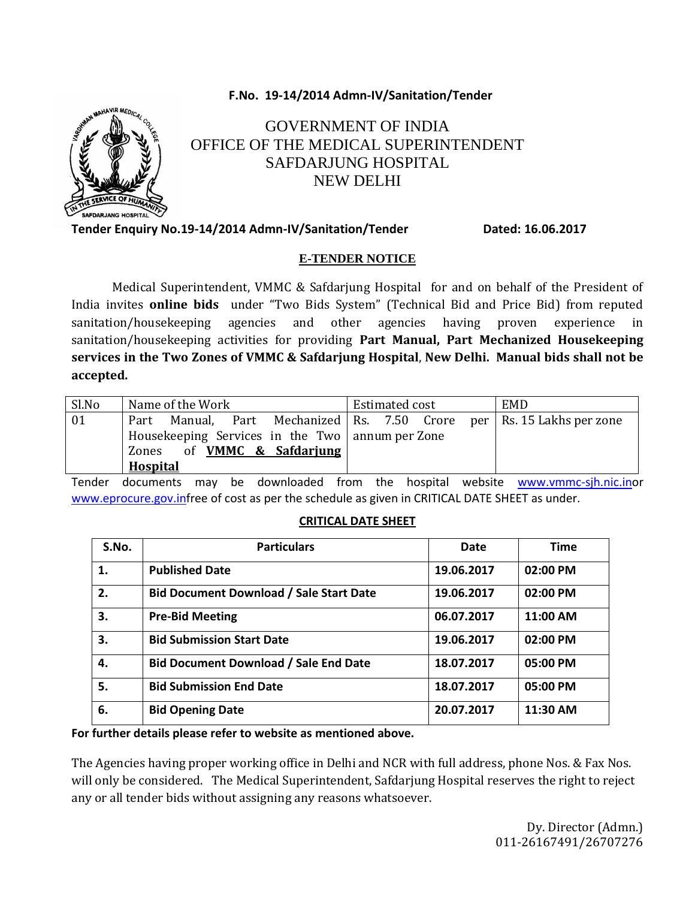**F.No. 19-14/2014 Admn-IV/Sanitation/Tender**

# GOVERNMENT OF INDIA
# OFFICE OF THE MEDICAL SUPERINTENDENT
# SAFDARJUNG HOSPITAL
# NEW DELHI

**Tender Enquiry No.19-14/2014 Admn-IV/Sanitation/Tender** **Dated: 16.06.2017**

## E-TENDER NOTICE

Medical Superintendent, VMMC & Safdarjung Hospital for and on behalf of the President of India invites **online bids** under "Two Bids System" (Technical Bid and Price Bid) from reputed sanitation/housekeeping agencies and other agencies having proven experience in sanitation/housekeeping activities for providing **Part Manual, Part Mechanized Housekeeping services in the Two Zones of VMMC & Safdarjung Hospital**, **New Delhi. Manual bids shall not be accepted.**

| Sl.No | Name of the Work | Estimated cost | EMD |
|---|---|---|---|
| 01 | Part Manual, Part Mechanized Housekeeping Services in the Two Zones of **VMMC & Safdarjung Hospital** | Rs. 7.50 Crore per annum per Zone | Rs. 15 Lakhs per zone |

Tender documents may be downloaded from the hospital website www.vmmc-sjh.nic.inor www.eprocure.gov.infree of cost as per the schedule as given in CRITICAL DATE SHEET as under.

**CRITICAL DATE SHEET**

| S.No. | Particulars | Date | Time |
|---|---|---|---|
| 1. | Published Date | 19.06.2017 | 02:00 PM |
| 2. | Bid Document Download / Sale Start Date | 19.06.2017 | 02:00 PM |
| 3. | Pre-Bid Meeting | 06.07.2017 | 11:00 AM |
| 3. | Bid Submission Start Date | 19.06.2017 | 02:00 PM |
| 4. | Bid Document Download / Sale End Date | 18.07.2017 | 05:00 PM |
| 5. | Bid Submission End Date | 18.07.2017 | 05:00 PM |
| 6. | Bid Opening Date | 20.07.2017 | 11:30 AM |

**For further details please refer to website as mentioned above.**

The Agencies having proper working office in Delhi and NCR with full address, phone Nos. & Fax Nos. will only be considered. The Medical Superintendent, Safdarjung Hospital reserves the right to reject any or all tender bids without assigning any reasons whatsoever.

Dy. Director (Admn.)
011-26167491/26707276